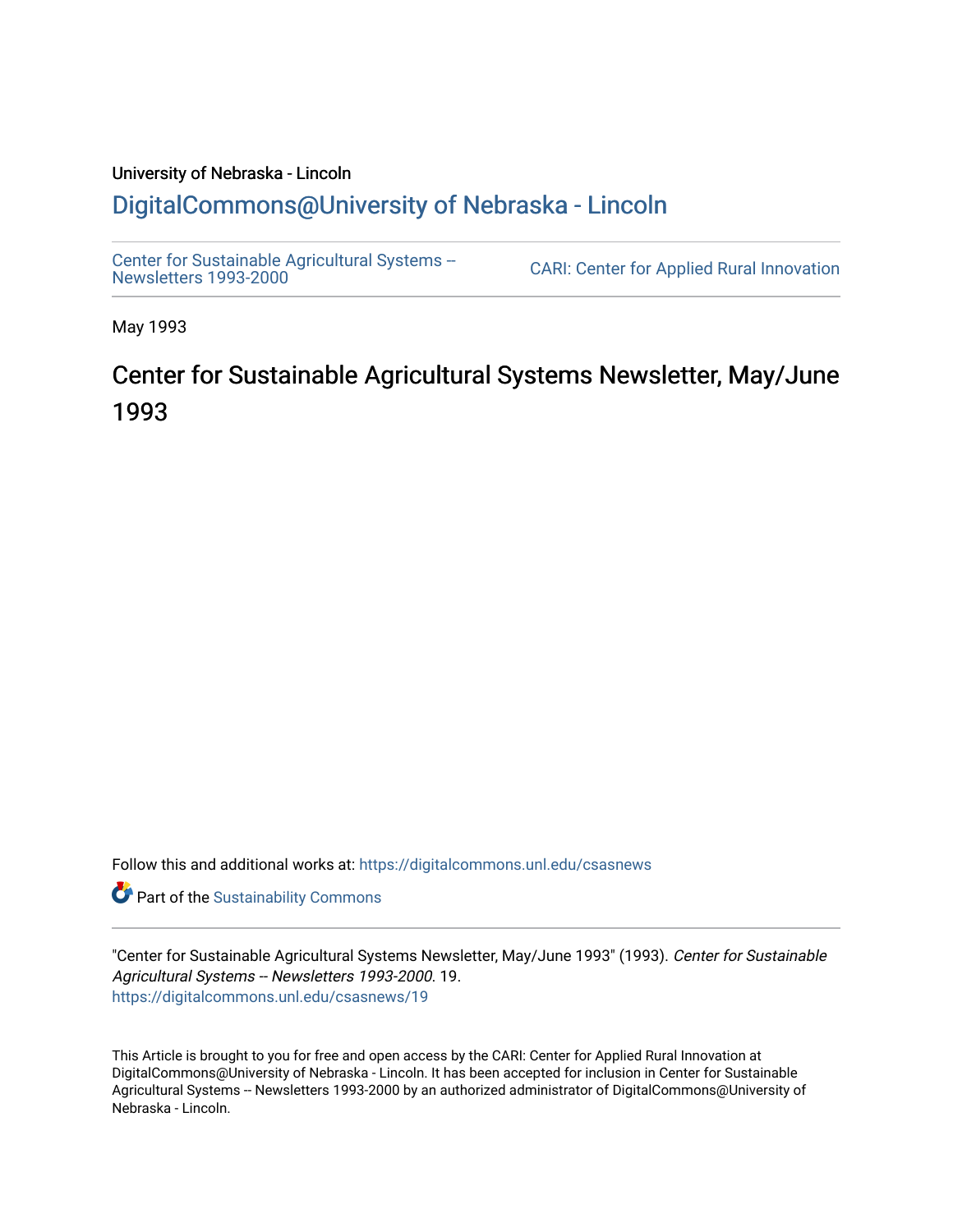University of Nebraska - Lincoln

## DigitalCommons@University of Nebraska - Lincoln

Center for Sustainable Agricultural Systems -- Newsletters 1993-2000

CARI: Center for Applied Rural Innovation

May 1993

# Center for Sustainable Agricultural Systems Newsletter, May/June 1993

Follow this and additional works at: https://digitalcommons.unl.edu/csasnews

Part of the Sustainability Commons

"Center for Sustainable Agricultural Systems Newsletter, May/June 1993" (1993). *Center for Sustainable Agricultural Systems -- Newsletters 1993-2000*. 19.
https://digitalcommons.unl.edu/csasnews/19

This Article is brought to you for free and open access by the CARI: Center for Applied Rural Innovation at DigitalCommons@University of Nebraska - Lincoln. It has been accepted for inclusion in Center for Sustainable Agricultural Systems -- Newsletters 1993-2000 by an authorized administrator of DigitalCommons@University of Nebraska - Lincoln.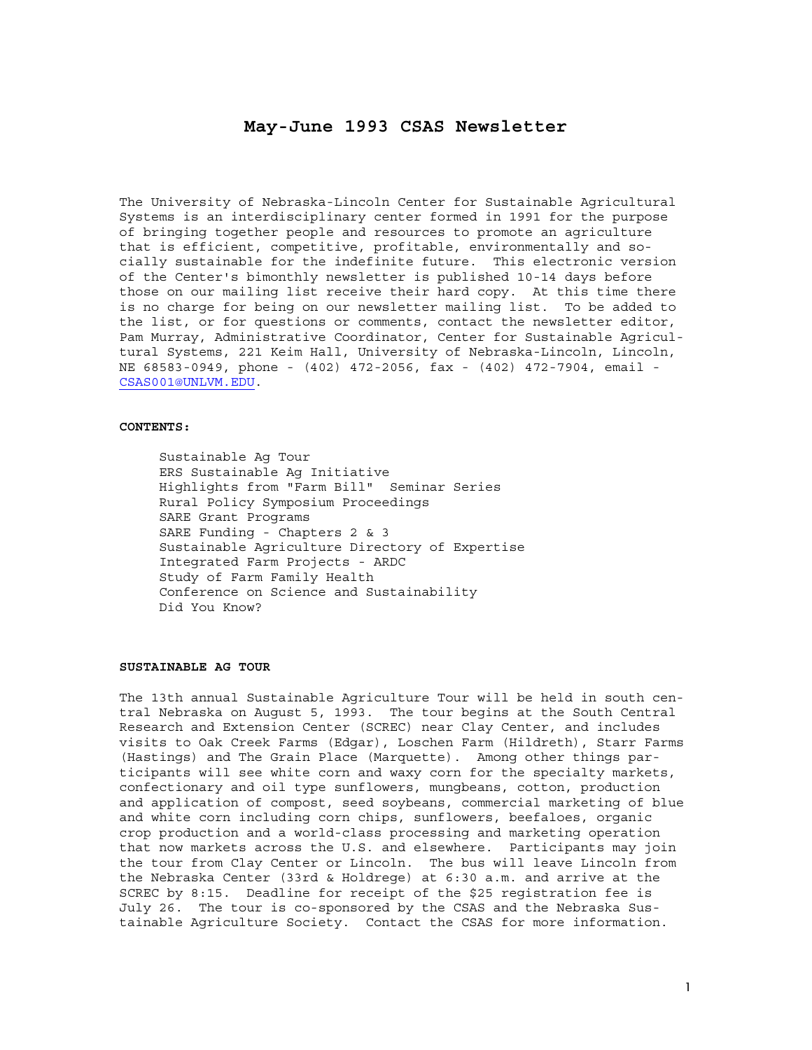# May-June 1993 CSAS Newsletter

The University of Nebraska-Lincoln Center for Sustainable Agricultural Systems is an interdisciplinary center formed in 1991 for the purpose of bringing together people and resources to promote an agriculture that is efficient, competitive, profitable, environmentally and socially sustainable for the indefinite future. This electronic version of the Center's bimonthly newsletter is published 10-14 days before those on our mailing list receive their hard copy. At this time there is no charge for being on our newsletter mailing list. To be added to the list, or for questions or comments, contact the newsletter editor, Pam Murray, Administrative Coordinator, Center for Sustainable Agricultural Systems, 221 Keim Hall, University of Nebraska-Lincoln, Lincoln, NE 68583-0949, phone - (402) 472-2056, fax - (402) 472-7904, email - CSAS001@UNLVM.EDU.

**CONTENTS:**

- Sustainable Ag Tour
- ERS Sustainable Ag Initiative
- Highlights from "Farm Bill" Seminar Series
- Rural Policy Symposium Proceedings
- SARE Grant Programs
- SARE Funding - Chapters 2 & 3
- Sustainable Agriculture Directory of Expertise
- Integrated Farm Projects - ARDC
- Study of Farm Family Health
- Conference on Science and Sustainability
- Did You Know?

**SUSTAINABLE AG TOUR**

The 13th annual Sustainable Agriculture Tour will be held in south central Nebraska on August 5, 1993. The tour begins at the South Central Research and Extension Center (SCREC) near Clay Center, and includes visits to Oak Creek Farms (Edgar), Loschen Farm (Hildreth), Starr Farms (Hastings) and The Grain Place (Marquette). Among other things participants will see white corn and waxy corn for the specialty markets, confectionary and oil type sunflowers, mungbeans, cotton, production and application of compost, seed soybeans, commercial marketing of blue and white corn including corn chips, sunflowers, beefaloes, organic crop production and a world-class processing and marketing operation that now markets across the U.S. and elsewhere. Participants may join the tour from Clay Center or Lincoln. The bus will leave Lincoln from the Nebraska Center (33rd & Holdrege) at 6:30 a.m. and arrive at the SCREC by 8:15. Deadline for receipt of the $25 registration fee is July 26. The tour is co-sponsored by the CSAS and the Nebraska Sustainable Agriculture Society. Contact the CSAS for more information.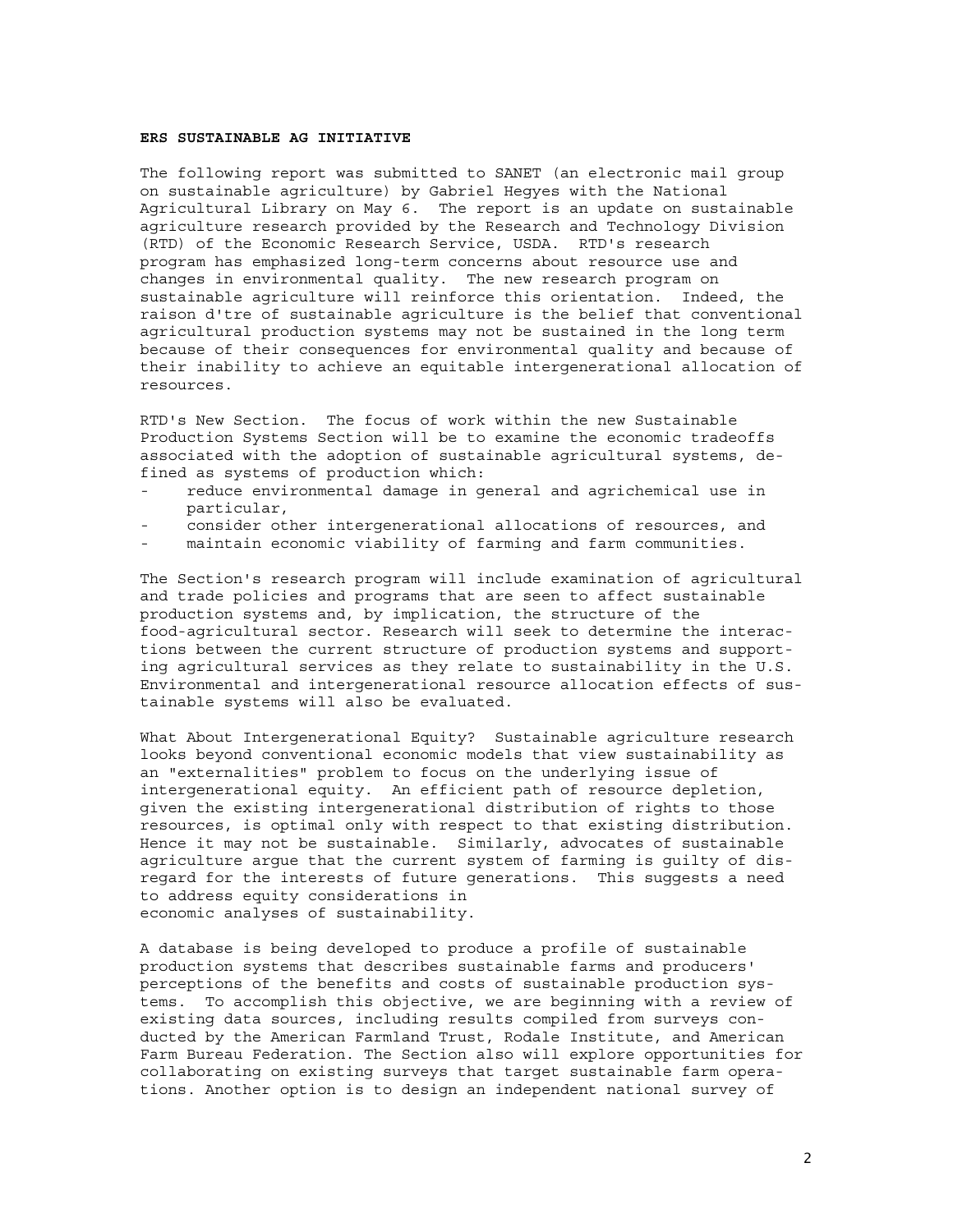**ERS SUSTAINABLE AG INITIATIVE**

The following report was submitted to SANET (an electronic mail group on sustainable agriculture) by Gabriel Hegyes with the National Agricultural Library on May 6. The report is an update on sustainable agriculture research provided by the Research and Technology Division (RTD) of the Economic Research Service, USDA. RTD's research program has emphasized long-term concerns about resource use and changes in environmental quality. The new research program on sustainable agriculture will reinforce this orientation. Indeed, the raison d'tre of sustainable agriculture is the belief that conventional agricultural production systems may not be sustained in the long term because of their consequences for environmental quality and because of their inability to achieve an equitable intergenerational allocation of resources.

RTD's New Section. The focus of work within the new Sustainable Production Systems Section will be to examine the economic tradeoffs associated with the adoption of sustainable agricultural systems, defined as systems of production which:

- reduce environmental damage in general and agrichemical use in particular,
- consider other intergenerational allocations of resources, and
- maintain economic viability of farming and farm communities.

The Section's research program will include examination of agricultural and trade policies and programs that are seen to affect sustainable production systems and, by implication, the structure of the food-agricultural sector. Research will seek to determine the interactions between the current structure of production systems and supporting agricultural services as they relate to sustainability in the U.S. Environmental and intergenerational resource allocation effects of sustainable systems will also be evaluated.

What About Intergenerational Equity? Sustainable agriculture research looks beyond conventional economic models that view sustainability as an "externalities" problem to focus on the underlying issue of intergenerational equity. An efficient path of resource depletion, given the existing intergenerational distribution of rights to those resources, is optimal only with respect to that existing distribution. Hence it may not be sustainable. Similarly, advocates of sustainable agriculture argue that the current system of farming is guilty of disregard for the interests of future generations. This suggests a need to address equity considerations in economic analyses of sustainability.

A database is being developed to produce a profile of sustainable production systems that describes sustainable farms and producers' perceptions of the benefits and costs of sustainable production systems. To accomplish this objective, we are beginning with a review of existing data sources, including results compiled from surveys conducted by the American Farmland Trust, Rodale Institute, and American Farm Bureau Federation. The Section also will explore opportunities for collaborating on existing surveys that target sustainable farm operations. Another option is to design an independent national survey of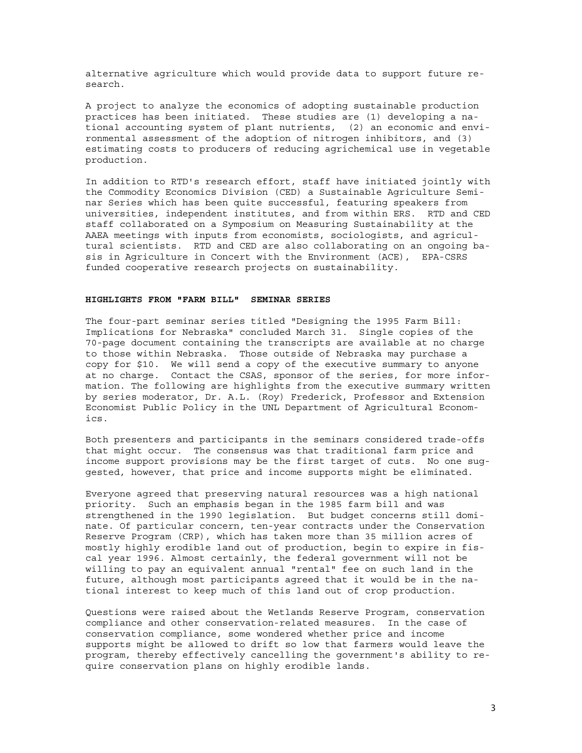alternative agriculture which would provide data to support future research.

A project to analyze the economics of adopting sustainable production practices has been initiated. These studies are (1) developing a national accounting system of plant nutrients, (2) an economic and environmental assessment of the adoption of nitrogen inhibitors, and (3) estimating costs to producers of reducing agrichemical use in vegetable production.

In addition to RTD's research effort, staff have initiated jointly with the Commodity Economics Division (CED) a Sustainable Agriculture Seminar Series which has been quite successful, featuring speakers from universities, independent institutes, and from within ERS. RTD and CED staff collaborated on a Symposium on Measuring Sustainability at the AAEA meetings with inputs from economists, sociologists, and agricultural scientists. RTD and CED are also collaborating on an ongoing basis in Agriculture in Concert with the Environment (ACE), EPA-CSRS funded cooperative research projects on sustainability.

## HIGHLIGHTS FROM "FARM BILL" SEMINAR SERIES

The four-part seminar series titled "Designing the 1995 Farm Bill: Implications for Nebraska" concluded March 31. Single copies of the 70-page document containing the transcripts are available at no charge to those within Nebraska. Those outside of Nebraska may purchase a copy for $10. We will send a copy of the executive summary to anyone at no charge. Contact the CSAS, sponsor of the series, for more information. The following are highlights from the executive summary written by series moderator, Dr. A.L. (Roy) Frederick, Professor and Extension Economist Public Policy in the UNL Department of Agricultural Economics.

Both presenters and participants in the seminars considered trade-offs that might occur. The consensus was that traditional farm price and income support provisions may be the first target of cuts. No one suggested, however, that price and income supports might be eliminated.

Everyone agreed that preserving natural resources was a high national priority. Such an emphasis began in the 1985 farm bill and was strengthened in the 1990 legislation. But budget concerns still dominate. Of particular concern, ten-year contracts under the Conservation Reserve Program (CRP), which has taken more than 35 million acres of mostly highly erodible land out of production, begin to expire in fiscal year 1996. Almost certainly, the federal government will not be willing to pay an equivalent annual "rental" fee on such land in the future, although most participants agreed that it would be in the national interest to keep much of this land out of crop production.

Questions were raised about the Wetlands Reserve Program, conservation compliance and other conservation-related measures. In the case of conservation compliance, some wondered whether price and income supports might be allowed to drift so low that farmers would leave the program, thereby effectively cancelling the government's ability to require conservation plans on highly erodible lands.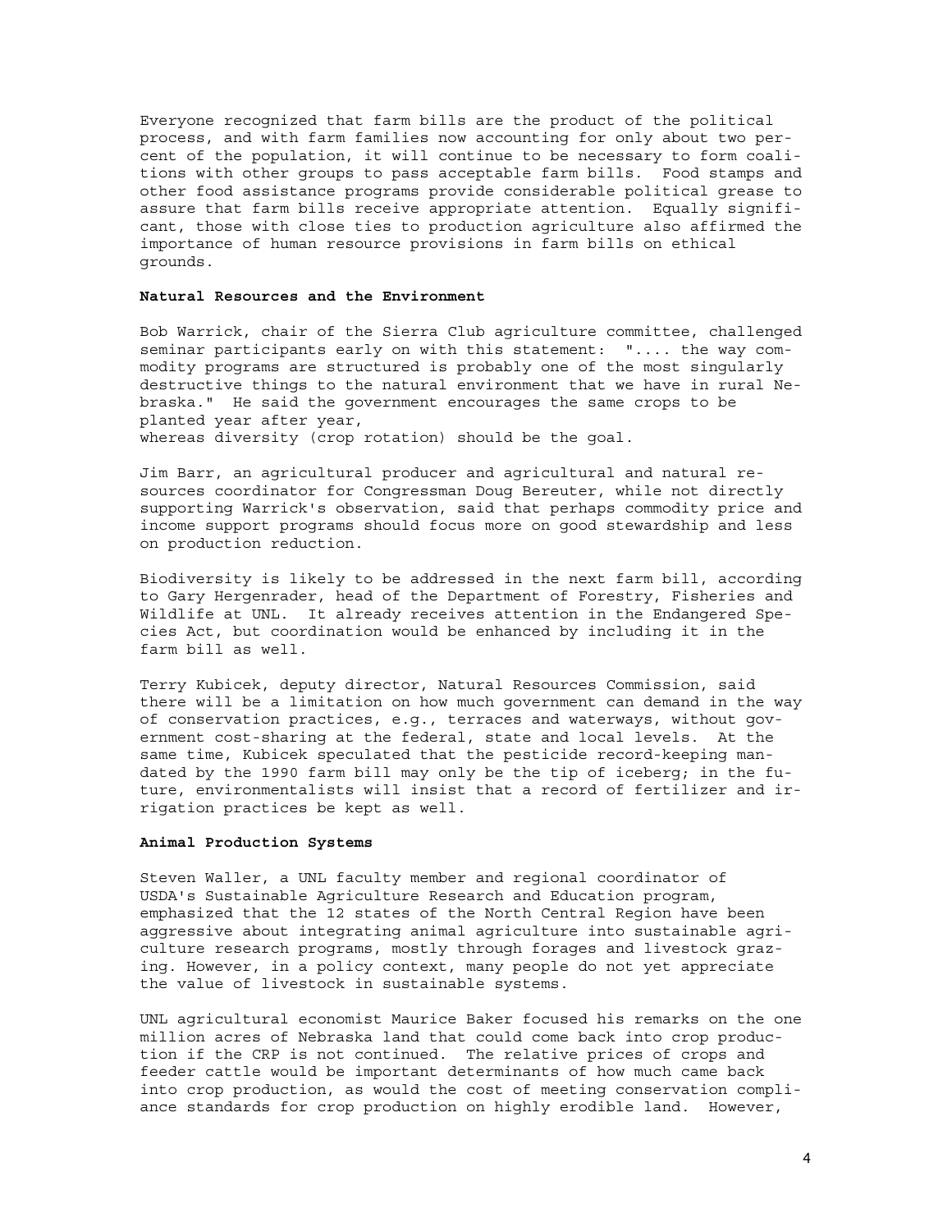Everyone recognized that farm bills are the product of the political process, and with farm families now accounting for only about two percent of the population, it will continue to be necessary to form coalitions with other groups to pass acceptable farm bills. Food stamps and other food assistance programs provide considerable political grease to assure that farm bills receive appropriate attention. Equally significant, those with close ties to production agriculture also affirmed the importance of human resource provisions in farm bills on ethical grounds.

**Natural Resources and the Environment**

Bob Warrick, chair of the Sierra Club agriculture committee, challenged seminar participants early on with this statement: ".... the way commodity programs are structured is probably one of the most singularly destructive things to the natural environment that we have in rural Nebraska." He said the government encourages the same crops to be planted year after year, whereas diversity (crop rotation) should be the goal.

Jim Barr, an agricultural producer and agricultural and natural resources coordinator for Congressman Doug Bereuter, while not directly supporting Warrick's observation, said that perhaps commodity price and income support programs should focus more on good stewardship and less on production reduction.

Biodiversity is likely to be addressed in the next farm bill, according to Gary Hergenrader, head of the Department of Forestry, Fisheries and Wildlife at UNL. It already receives attention in the Endangered Species Act, but coordination would be enhanced by including it in the farm bill as well.

Terry Kubicek, deputy director, Natural Resources Commission, said there will be a limitation on how much government can demand in the way of conservation practices, e.g., terraces and waterways, without government cost-sharing at the federal, state and local levels. At the same time, Kubicek speculated that the pesticide record-keeping mandated by the 1990 farm bill may only be the tip of iceberg; in the future, environmentalists will insist that a record of fertilizer and irrigation practices be kept as well.

**Animal Production Systems**

Steven Waller, a UNL faculty member and regional coordinator of USDA's Sustainable Agriculture Research and Education program, emphasized that the 12 states of the North Central Region have been aggressive about integrating animal agriculture into sustainable agriculture research programs, mostly through forages and livestock grazing. However, in a policy context, many people do not yet appreciate the value of livestock in sustainable systems.

UNL agricultural economist Maurice Baker focused his remarks on the one million acres of Nebraska land that could come back into crop production if the CRP is not continued. The relative prices of crops and feeder cattle would be important determinants of how much came back into crop production, as would the cost of meeting conservation compliance standards for crop production on highly erodible land. However,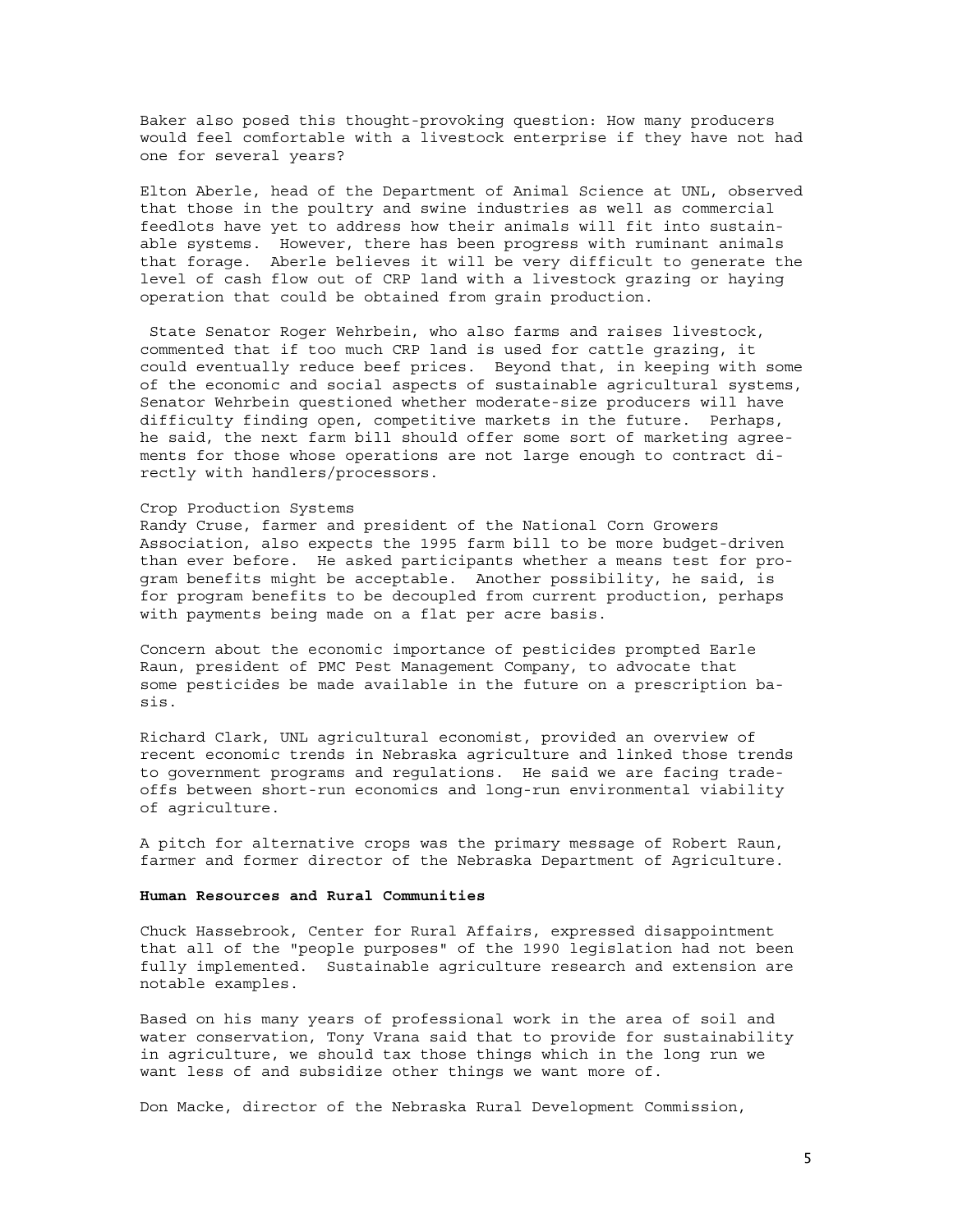Baker also posed this thought-provoking question: How many producers would feel comfortable with a livestock enterprise if they have not had one for several years?

Elton Aberle, head of the Department of Animal Science at UNL, observed that those in the poultry and swine industries as well as commercial feedlots have yet to address how their animals will fit into sustainable systems. However, there has been progress with ruminant animals that forage. Aberle believes it will be very difficult to generate the level of cash flow out of CRP land with a livestock grazing or haying operation that could be obtained from grain production.

State Senator Roger Wehrbein, who also farms and raises livestock, commented that if too much CRP land is used for cattle grazing, it could eventually reduce beef prices. Beyond that, in keeping with some of the economic and social aspects of sustainable agricultural systems, Senator Wehrbein questioned whether moderate-size producers will have difficulty finding open, competitive markets in the future. Perhaps, he said, the next farm bill should offer some sort of marketing agreements for those whose operations are not large enough to contract directly with handlers/processors.

Crop Production Systems

Randy Cruse, farmer and president of the National Corn Growers Association, also expects the 1995 farm bill to be more budget-driven than ever before. He asked participants whether a means test for program benefits might be acceptable. Another possibility, he said, is for program benefits to be decoupled from current production, perhaps with payments being made on a flat per acre basis.

Concern about the economic importance of pesticides prompted Earle Raun, president of PMC Pest Management Company, to advocate that some pesticides be made available in the future on a prescription basis.

Richard Clark, UNL agricultural economist, provided an overview of recent economic trends in Nebraska agriculture and linked those trends to government programs and regulations. He said we are facing tradeoffs between short-run economics and long-run environmental viability of agriculture.

A pitch for alternative crops was the primary message of Robert Raun, farmer and former director of the Nebraska Department of Agriculture.

**Human Resources and Rural Communities**

Chuck Hassebrook, Center for Rural Affairs, expressed disappointment that all of the "people purposes" of the 1990 legislation had not been fully implemented. Sustainable agriculture research and extension are notable examples.

Based on his many years of professional work in the area of soil and water conservation, Tony Vrana said that to provide for sustainability in agriculture, we should tax those things which in the long run we want less of and subsidize other things we want more of.

Don Macke, director of the Nebraska Rural Development Commission,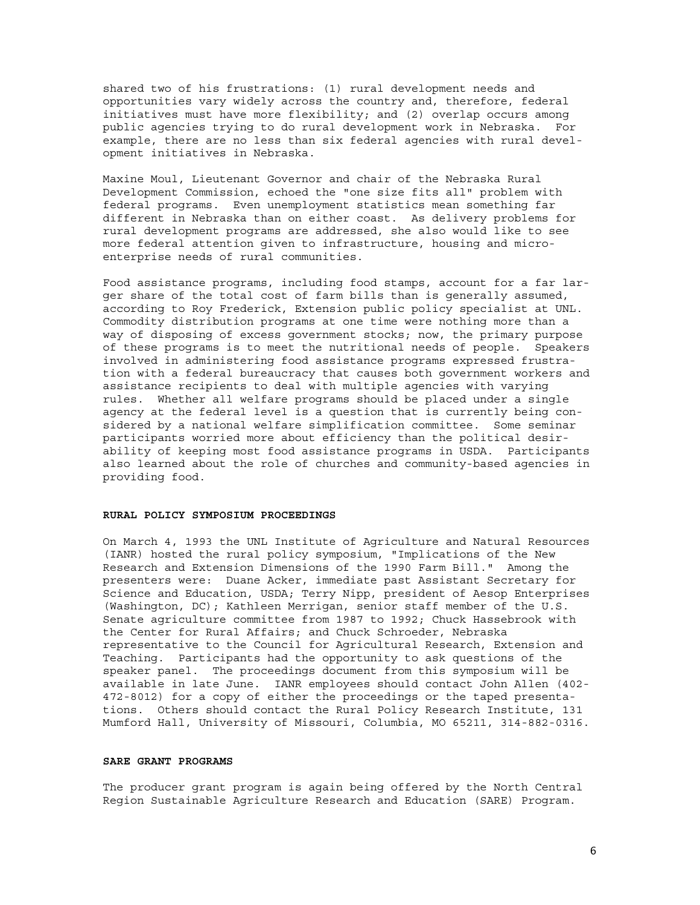shared two of his frustrations: (1) rural development needs and opportunities vary widely across the country and, therefore, federal initiatives must have more flexibility; and (2) overlap occurs among public agencies trying to do rural development work in Nebraska. For example, there are no less than six federal agencies with rural development initiatives in Nebraska.

Maxine Moul, Lieutenant Governor and chair of the Nebraska Rural Development Commission, echoed the "one size fits all" problem with federal programs. Even unemployment statistics mean something far different in Nebraska than on either coast. As delivery problems for rural development programs are addressed, she also would like to see more federal attention given to infrastructure, housing and microenterprise needs of rural communities.

Food assistance programs, including food stamps, account for a far larger share of the total cost of farm bills than is generally assumed, according to Roy Frederick, Extension public policy specialist at UNL. Commodity distribution programs at one time were nothing more than a way of disposing of excess government stocks; now, the primary purpose of these programs is to meet the nutritional needs of people. Speakers involved in administering food assistance programs expressed frustration with a federal bureaucracy that causes both government workers and assistance recipients to deal with multiple agencies with varying rules. Whether all welfare programs should be placed under a single agency at the federal level is a question that is currently being considered by a national welfare simplification committee. Some seminar participants worried more about efficiency than the political desirability of keeping most food assistance programs in USDA. Participants also learned about the role of churches and community-based agencies in providing food.

## RURAL POLICY SYMPOSIUM PROCEEDINGS

On March 4, 1993 the UNL Institute of Agriculture and Natural Resources (IANR) hosted the rural policy symposium, "Implications of the New Research and Extension Dimensions of the 1990 Farm Bill." Among the presenters were: Duane Acker, immediate past Assistant Secretary for Science and Education, USDA; Terry Nipp, president of Aesop Enterprises (Washington, DC); Kathleen Merrigan, senior staff member of the U.S. Senate agriculture committee from 1987 to 1992; Chuck Hassebrook with the Center for Rural Affairs; and Chuck Schroeder, Nebraska representative to the Council for Agricultural Research, Extension and Teaching. Participants had the opportunity to ask questions of the speaker panel. The proceedings document from this symposium will be available in late June. IANR employees should contact John Allen (402-472-8012) for a copy of either the proceedings or the taped presentations. Others should contact the Rural Policy Research Institute, 131 Mumford Hall, University of Missouri, Columbia, MO 65211, 314-882-0316.

## SARE GRANT PROGRAMS

The producer grant program is again being offered by the North Central Region Sustainable Agriculture Research and Education (SARE) Program.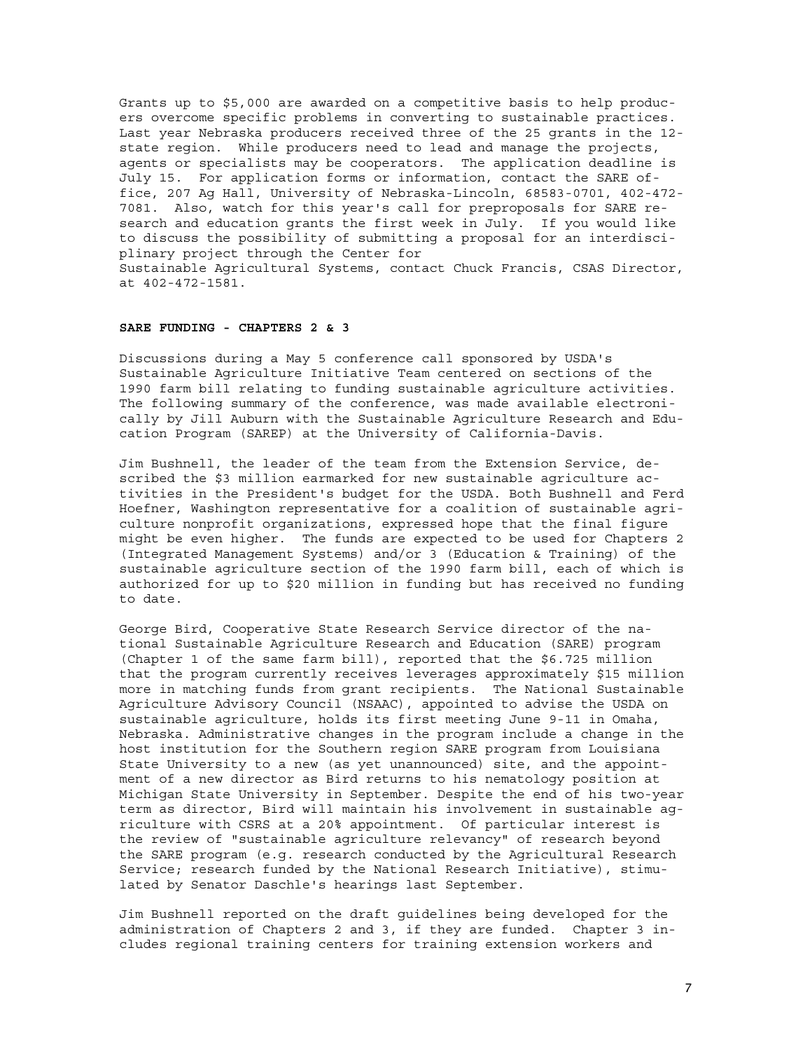Grants up to $5,000 are awarded on a competitive basis to help producers overcome specific problems in converting to sustainable practices. Last year Nebraska producers received three of the 25 grants in the 12-state region. While producers need to lead and manage the projects, agents or specialists may be cooperators. The application deadline is July 15. For application forms or information, contact the SARE office, 207 Ag Hall, University of Nebraska-Lincoln, 68583-0701, 402-472-7081. Also, watch for this year's call for preproposals for SARE research and education grants the first week in July. If you would like to discuss the possibility of submitting a proposal for an interdisciplinary project through the Center for Sustainable Agricultural Systems, contact Chuck Francis, CSAS Director, at 402-472-1581.

**SARE FUNDING - CHAPTERS 2 & 3**

Discussions during a May 5 conference call sponsored by USDA's Sustainable Agriculture Initiative Team centered on sections of the 1990 farm bill relating to funding sustainable agriculture activities. The following summary of the conference, was made available electronically by Jill Auburn with the Sustainable Agriculture Research and Education Program (SAREP) at the University of California-Davis.

Jim Bushnell, the leader of the team from the Extension Service, described the $3 million earmarked for new sustainable agriculture activities in the President's budget for the USDA. Both Bushnell and Ferd Hoefner, Washington representative for a coalition of sustainable agriculture nonprofit organizations, expressed hope that the final figure might be even higher. The funds are expected to be used for Chapters 2 (Integrated Management Systems) and/or 3 (Education & Training) of the sustainable agriculture section of the 1990 farm bill, each of which is authorized for up to $20 million in funding but has received no funding to date.

George Bird, Cooperative State Research Service director of the national Sustainable Agriculture Research and Education (SARE) program (Chapter 1 of the same farm bill), reported that the $6.725 million that the program currently receives leverages approximately $15 million more in matching funds from grant recipients. The National Sustainable Agriculture Advisory Council (NSAAC), appointed to advise the USDA on sustainable agriculture, holds its first meeting June 9-11 in Omaha, Nebraska. Administrative changes in the program include a change in the host institution for the Southern region SARE program from Louisiana State University to a new (as yet unannounced) site, and the appointment of a new director as Bird returns to his nematology position at Michigan State University in September. Despite the end of his two-year term as director, Bird will maintain his involvement in sustainable agriculture with CSRS at a 20% appointment. Of particular interest is the review of "sustainable agriculture relevancy" of research beyond the SARE program (e.g. research conducted by the Agricultural Research Service; research funded by the National Research Initiative), stimulated by Senator Daschle's hearings last September.

Jim Bushnell reported on the draft guidelines being developed for the administration of Chapters 2 and 3, if they are funded. Chapter 3 includes regional training centers for training extension workers and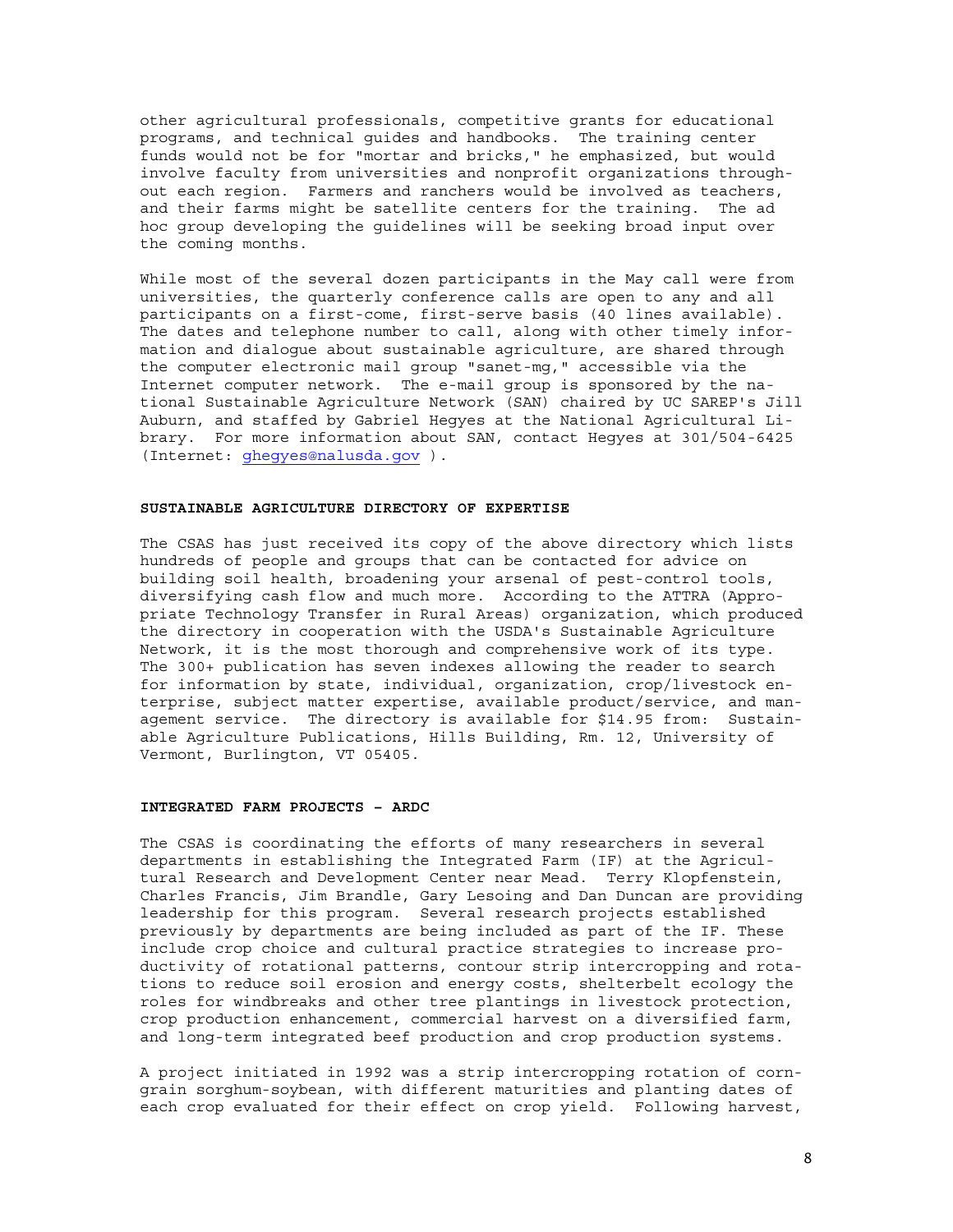other agricultural professionals, competitive grants for educational programs, and technical guides and handbooks. The training center funds would not be for "mortar and bricks," he emphasized, but would involve faculty from universities and nonprofit organizations throughout each region. Farmers and ranchers would be involved as teachers, and their farms might be satellite centers for the training. The ad hoc group developing the guidelines will be seeking broad input over the coming months.

While most of the several dozen participants in the May call were from universities, the quarterly conference calls are open to any and all participants on a first-come, first-serve basis (40 lines available). The dates and telephone number to call, along with other timely information and dialogue about sustainable agriculture, are shared through the computer electronic mail group "sanet-mg," accessible via the Internet computer network. The e-mail group is sponsored by the national Sustainable Agriculture Network (SAN) chaired by UC SAREP's Jill Auburn, and staffed by Gabriel Hegyes at the National Agricultural Library. For more information about SAN, contact Hegyes at 301/504-6425 (Internet: ghegyes@nalusda.gov ).

**SUSTAINABLE AGRICULTURE DIRECTORY OF EXPERTISE**

The CSAS has just received its copy of the above directory which lists hundreds of people and groups that can be contacted for advice on building soil health, broadening your arsenal of pest-control tools, diversifying cash flow and much more. According to the ATTRA (Appropriate Technology Transfer in Rural Areas) organization, which produced the directory in cooperation with the USDA's Sustainable Agriculture Network, it is the most thorough and comprehensive work of its type. The 300+ publication has seven indexes allowing the reader to search for information by state, individual, organization, crop/livestock enterprise, subject matter expertise, available product/service, and management service. The directory is available for $14.95 from: Sustainable Agriculture Publications, Hills Building, Rm. 12, University of Vermont, Burlington, VT 05405.

**INTEGRATED FARM PROJECTS - ARDC**

The CSAS is coordinating the efforts of many researchers in several departments in establishing the Integrated Farm (IF) at the Agricultural Research and Development Center near Mead. Terry Klopfenstein, Charles Francis, Jim Brandle, Gary Lesoing and Dan Duncan are providing leadership for this program. Several research projects established previously by departments are being included as part of the IF. These include crop choice and cultural practice strategies to increase productivity of rotational patterns, contour strip intercropping and rotations to reduce soil erosion and energy costs, shelterbelt ecology the roles for windbreaks and other tree plantings in livestock protection, crop production enhancement, commercial harvest on a diversified farm, and long-term integrated beef production and crop production systems.

A project initiated in 1992 was a strip intercropping rotation of corn-grain sorghum-soybean, with different maturities and planting dates of each crop evaluated for their effect on crop yield. Following harvest,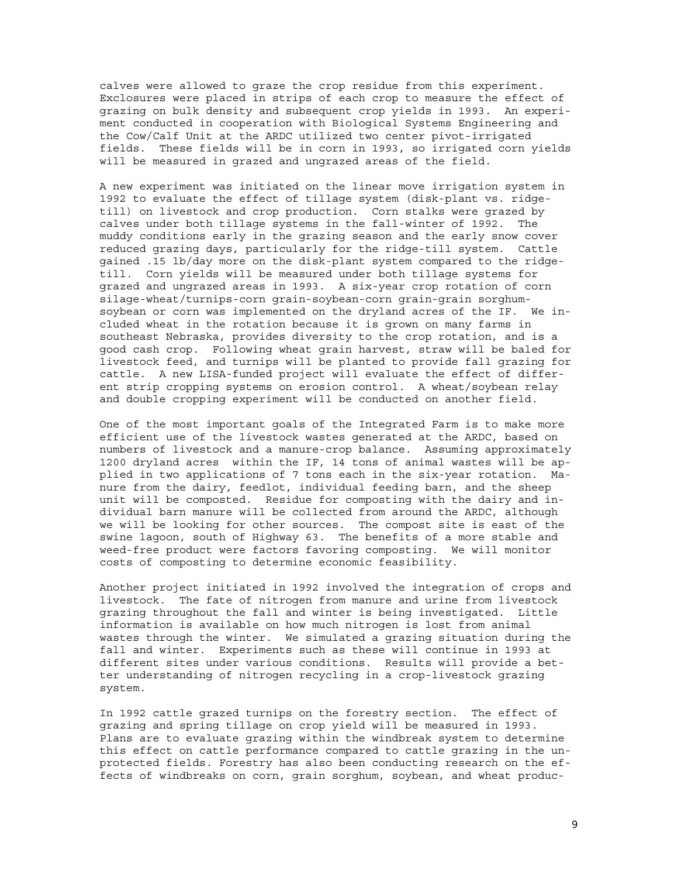calves were allowed to graze the crop residue from this experiment. Exclosures were placed in strips of each crop to measure the effect of grazing on bulk density and subsequent crop yields in 1993. An experiment conducted in cooperation with Biological Systems Engineering and the Cow/Calf Unit at the ARDC utilized two center pivot-irrigated fields. These fields will be in corn in 1993, so irrigated corn yields will be measured in grazed and ungrazed areas of the field.

A new experiment was initiated on the linear move irrigation system in 1992 to evaluate the effect of tillage system (disk-plant vs. ridge-till) on livestock and crop production. Corn stalks were grazed by calves under both tillage systems in the fall-winter of 1992. The muddy conditions early in the grazing season and the early snow cover reduced grazing days, particularly for the ridge-till system. Cattle gained .15 lb/day more on the disk-plant system compared to the ridge-till. Corn yields will be measured under both tillage systems for grazed and ungrazed areas in 1993. A six-year crop rotation of corn silage-wheat/turnips-corn grain-soybean-corn grain-grain sorghum-soybean or corn was implemented on the dryland acres of the IF. We included wheat in the rotation because it is grown on many farms in southeast Nebraska, provides diversity to the crop rotation, and is a good cash crop. Following wheat grain harvest, straw will be baled for livestock feed, and turnips will be planted to provide fall grazing for cattle. A new LISA-funded project will evaluate the effect of different strip cropping systems on erosion control. A wheat/soybean relay and double cropping experiment will be conducted on another field.

One of the most important goals of the Integrated Farm is to make more efficient use of the livestock wastes generated at the ARDC, based on numbers of livestock and a manure-crop balance. Assuming approximately 1200 dryland acres within the IF, 14 tons of animal wastes will be applied in two applications of 7 tons each in the six-year rotation. Manure from the dairy, feedlot, individual feeding barn, and the sheep unit will be composted. Residue for composting with the dairy and individual barn manure will be collected from around the ARDC, although we will be looking for other sources. The compost site is east of the swine lagoon, south of Highway 63. The benefits of a more stable and weed-free product were factors favoring composting. We will monitor costs of composting to determine economic feasibility.

Another project initiated in 1992 involved the integration of crops and livestock. The fate of nitrogen from manure and urine from livestock grazing throughout the fall and winter is being investigated. Little information is available on how much nitrogen is lost from animal wastes through the winter. We simulated a grazing situation during the fall and winter. Experiments such as these will continue in 1993 at different sites under various conditions. Results will provide a better understanding of nitrogen recycling in a crop-livestock grazing system.

In 1992 cattle grazed turnips on the forestry section. The effect of grazing and spring tillage on crop yield will be measured in 1993. Plans are to evaluate grazing within the windbreak system to determine this effect on cattle performance compared to cattle grazing in the unprotected fields. Forestry has also been conducting research on the effects of windbreaks on corn, grain sorghum, soybean, and wheat produc-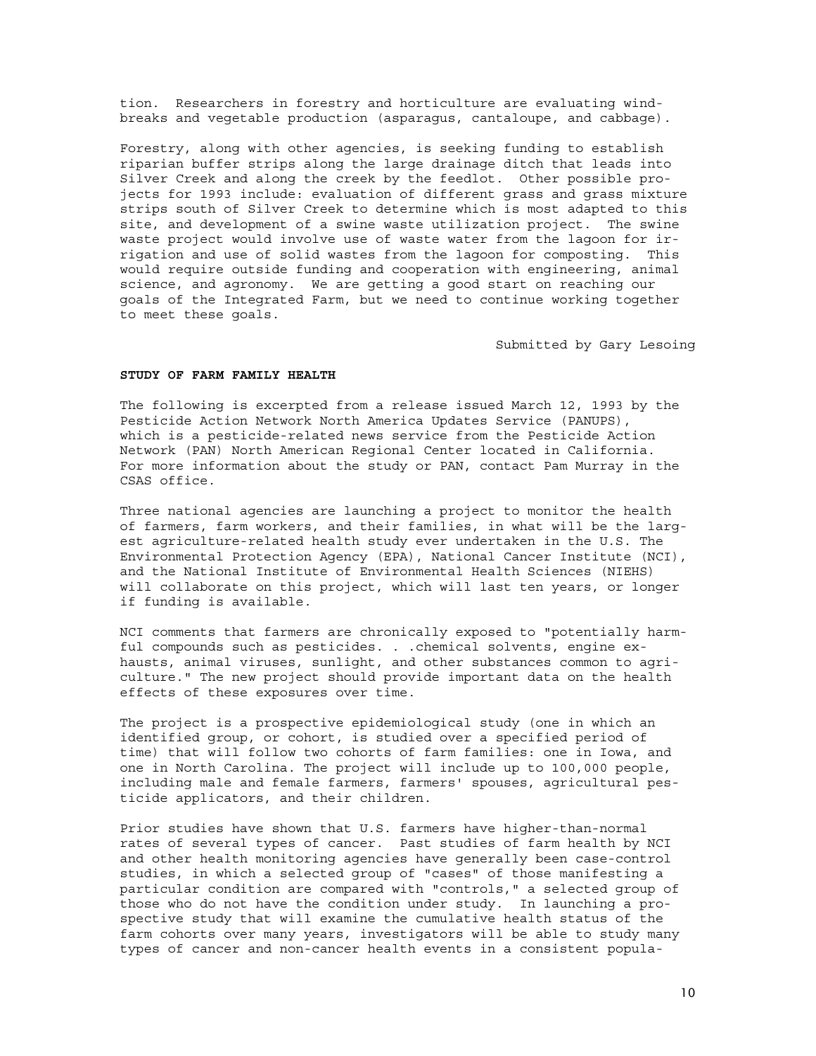tion. Researchers in forestry and horticulture are evaluating windbreaks and vegetable production (asparagus, cantaloupe, and cabbage).

Forestry, along with other agencies, is seeking funding to establish riparian buffer strips along the large drainage ditch that leads into Silver Creek and along the creek by the feedlot. Other possible projects for 1993 include: evaluation of different grass and grass mixture strips south of Silver Creek to determine which is most adapted to this site, and development of a swine waste utilization project. The swine waste project would involve use of waste water from the lagoon for irrigation and use of solid wastes from the lagoon for composting. This would require outside funding and cooperation with engineering, animal science, and agronomy. We are getting a good start on reaching our goals of the Integrated Farm, but we need to continue working together to meet these goals.

Submitted by Gary Lesoing

**STUDY OF FARM FAMILY HEALTH**

The following is excerpted from a release issued March 12, 1993 by the Pesticide Action Network North America Updates Service (PANUPS), which is a pesticide-related news service from the Pesticide Action Network (PAN) North American Regional Center located in California. For more information about the study or PAN, contact Pam Murray in the CSAS office.

Three national agencies are launching a project to monitor the health of farmers, farm workers, and their families, in what will be the largest agriculture-related health study ever undertaken in the U.S. The Environmental Protection Agency (EPA), National Cancer Institute (NCI), and the National Institute of Environmental Health Sciences (NIEHS) will collaborate on this project, which will last ten years, or longer if funding is available.

NCI comments that farmers are chronically exposed to "potentially harmful compounds such as pesticides. . .chemical solvents, engine exhausts, animal viruses, sunlight, and other substances common to agriculture." The new project should provide important data on the health effects of these exposures over time.

The project is a prospective epidemiological study (one in which an identified group, or cohort, is studied over a specified period of time) that will follow two cohorts of farm families: one in Iowa, and one in North Carolina. The project will include up to 100,000 people, including male and female farmers, farmers' spouses, agricultural pesticide applicators, and their children.

Prior studies have shown that U.S. farmers have higher-than-normal rates of several types of cancer. Past studies of farm health by NCI and other health monitoring agencies have generally been case-control studies, in which a selected group of "cases" of those manifesting a particular condition are compared with "controls," a selected group of those who do not have the condition under study. In launching a prospective study that will examine the cumulative health status of the farm cohorts over many years, investigators will be able to study many types of cancer and non-cancer health events in a consistent popula-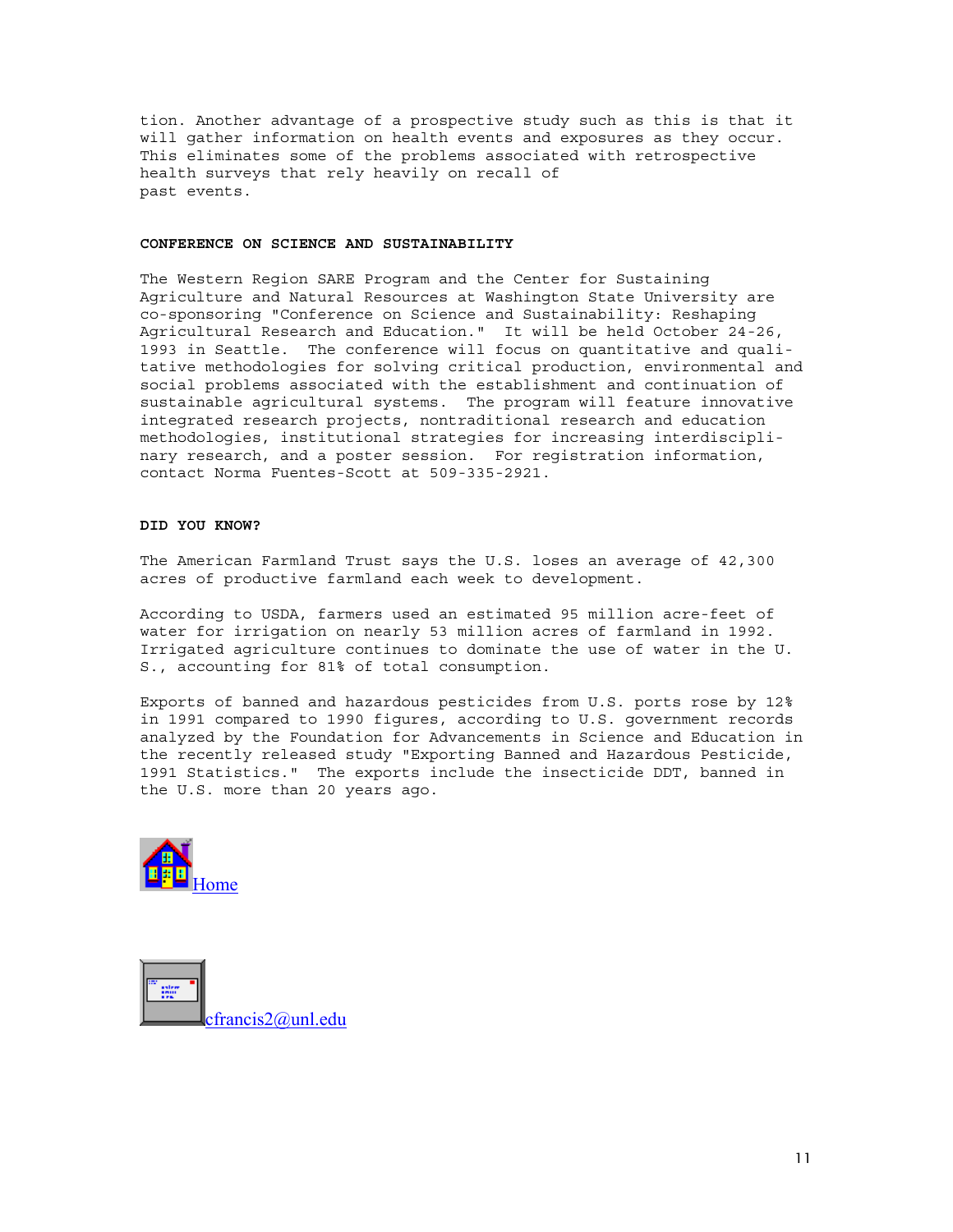tion. Another advantage of a prospective study such as this is that it will gather information on health events and exposures as they occur. This eliminates some of the problems associated with retrospective health surveys that rely heavily on recall of past events.

**CONFERENCE ON SCIENCE AND SUSTAINABILITY**

The Western Region SARE Program and the Center for Sustaining Agriculture and Natural Resources at Washington State University are co-sponsoring "Conference on Science and Sustainability: Reshaping Agricultural Research and Education." It will be held October 24-26, 1993 in Seattle. The conference will focus on quantitative and qualitative methodologies for solving critical production, environmental and social problems associated with the establishment and continuation of sustainable agricultural systems. The program will feature innovative integrated research projects, nontraditional research and education methodologies, institutional strategies for increasing interdisciplinary research, and a poster session. For registration information, contact Norma Fuentes-Scott at 509-335-2921.

**DID YOU KNOW?**

The American Farmland Trust says the U.S. loses an average of 42,300 acres of productive farmland each week to development.

According to USDA, farmers used an estimated 95 million acre-feet of water for irrigation on nearly 53 million acres of farmland in 1992. Irrigated agriculture continues to dominate the use of water in the U.S., accounting for 81% of total consumption.

Exports of banned and hazardous pesticides from U.S. ports rose by 12% in 1991 compared to 1990 figures, according to U.S. government records analyzed by the Foundation for Advancements in Science and Education in the recently released study "Exporting Banned and Hazardous Pesticide, 1991 Statistics." The exports include the insecticide DDT, banned in the U.S. more than 20 years ago.

Home

cfrancis2@unl.edu